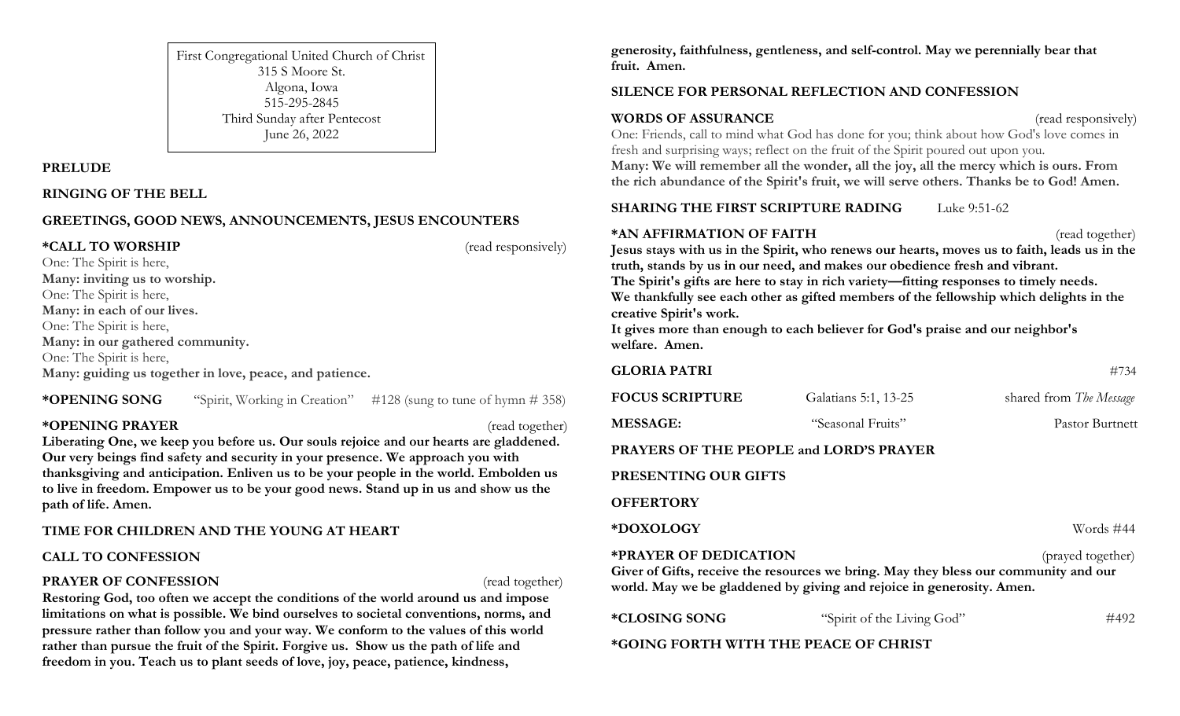First Congregational United Church of Christ
315 S Moore St.
Algona, Iowa
515-295-2845
Third Sunday after Pentecost
June 26, 2022

**PRELUDE**

**RINGING OF THE BELL**

**GREETINGS, GOOD NEWS, ANNOUNCEMENTS, JESUS ENCOUNTERS**

**\*CALL TO WORSHIP** (read responsively)

One: The Spirit is here,
**Many: inviting us to worship.**
One: The Spirit is here,
**Many: in each of our lives.**
One: The Spirit is here,
**Many: in our gathered community.**
One: The Spirit is here,
**Many: guiding us together in love, peace, and patience.**

**\*OPENING SONG** "Spirit, Working in Creation" #128 (sung to tune of hymn # 358)

**\*OPENING PRAYER** (read together)

**Liberating One, we keep you before us. Our souls rejoice and our hearts are gladdened. Our very beings find safety and security in your presence. We approach you with thanksgiving and anticipation. Enliven us to be your people in the world. Embolden us to live in freedom. Empower us to be your good news. Stand up in us and show us the path of life. Amen.**

**TIME FOR CHILDREN AND THE YOUNG AT HEART**

**CALL TO CONFESSION**

**PRAYER OF CONFESSION** (read together)

**Restoring God, too often we accept the conditions of the world around us and impose limitations on what is possible. We bind ourselves to societal conventions, norms, and pressure rather than follow you and your way. We conform to the values of this world rather than pursue the fruit of the Spirit. Forgive us. Show us the path of life and freedom in you. Teach us to plant seeds of love, joy, peace, patience, kindness, generosity, faithfulness, gentleness, and self-control. May we perennially bear that fruit. Amen.**

**SILENCE FOR PERSONAL REFLECTION AND CONFESSION**

**WORDS OF ASSURANCE** (read responsively)

One: Friends, call to mind what God has done for you; think about how God's love comes in fresh and surprising ways; reflect on the fruit of the Spirit poured out upon you.
**Many: We will remember all the wonder, all the joy, all the mercy which is ours. From the rich abundance of the Spirit's fruit, we will serve others. Thanks be to God! Amen.**

**SHARING THE FIRST SCRIPTURE RADING** Luke 9:51-62

**\*AN AFFIRMATION OF FAITH** (read together)

**Jesus stays with us in the Spirit, who renews our hearts, moves us to faith, leads us in the truth, stands by us in our need, and makes our obedience fresh and vibrant.**
**The Spirit's gifts are here to stay in rich variety—fitting responses to timely needs.**
**We thankfully see each other as gifted members of the fellowship which delights in the creative Spirit's work.**
**It gives more than enough to each believer for God's praise and our neighbor's welfare. Amen.**

**GLORIA PATRI** #734

**FOCUS SCRIPTURE** Galatians 5:1, 13-25 shared from *The Message*

**MESSAGE:** "Seasonal Fruits" Pastor Burtnett

**PRAYERS OF THE PEOPLE and LORD'S PRAYER**

**PRESENTING OUR GIFTS**

**OFFERTORY**

**\*DOXOLOGY** Words #44

**\*PRAYER OF DEDICATION** (prayed together)

**Giver of Gifts, receive the resources we bring. May they bless our community and our world. May we be gladdened by giving and rejoice in generosity. Amen.**

**\*CLOSING SONG** "Spirit of the Living God" #492

**\*GOING FORTH WITH THE PEACE OF CHRIST**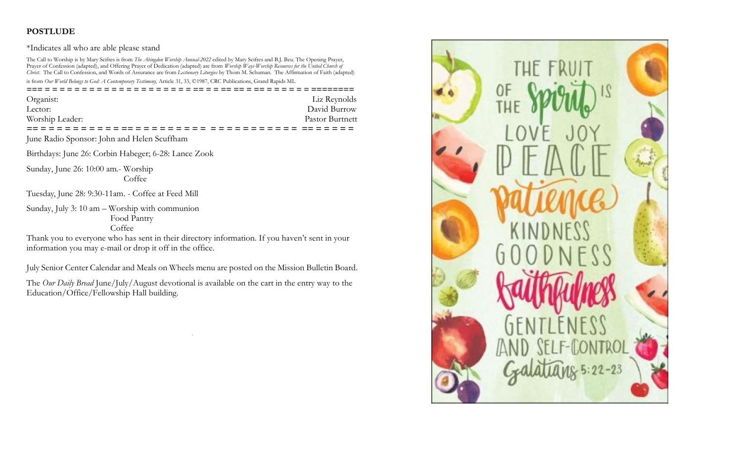**POSTLUDE**

*Indicates all who are able please stand

The Call to Worship is by Mary Scifres is from *The Abingdon Worship Annual-2022* edited by Mary Scifres and B.J. Beu. The Opening Prayer, Prayer of Confession (adapted), and Offering Prayer of Dedication (adapted) are from *Worship Ways-Worship Resources for the United Church of Christ*. The Call to Confession, and Words of Assurance are from *Lectionary Liturgies* by Thom M. Schuman. The Affirmation of Faith (adapted) is from *Our World Belongs to God: A Contemporary Testimony,* Article 31, 33, ©1987, CRC Publications, Grand Rapids MI.

=== = = = = = = = = = = = = = = = = = = = = = = = == = = = = == == = = = = = = = = = = ========

| | |
|---|---|
| Organist: | Liz Reynolds |
| Lector: | David Burrow |
| Worship Leader: | Pastor Burtnett |

== = = = = = = = = = == = = = = = = = = = = = = = = = = = = = = = = = = = = = == = = = = =

June Radio Sponsor: John and Helen Scuffham

Birthdays: June 26: Corbin Habeger; 6-28: Lance Zook

Sunday, June 26: 10:00 am.- Worship
Coffee

Tuesday, June 28: 9:30-11am. - Coffee at Feed Mill

Sunday, July 3: 10 am – Worship with communion
Food Pantry
Coffee

Thank you to everyone who has sent in their directory information. If you haven't sent in your information you may e-mail or drop it off in the office.

July Senior Center Calendar and Meals on Wheels menu are posted on the Mission Bulletin Board.

The *Our Daily Bread* June/July/August devotional is available on the cart in the entry way to the Education/Office/Fellowship Hall building.

THE FRUIT OF THE Spirit IS LOVE JOY PEACE patience KINDNESS GOODNESS faithfulness GENTLENESS AND SELF-CONTROL Galatians 5:22-23